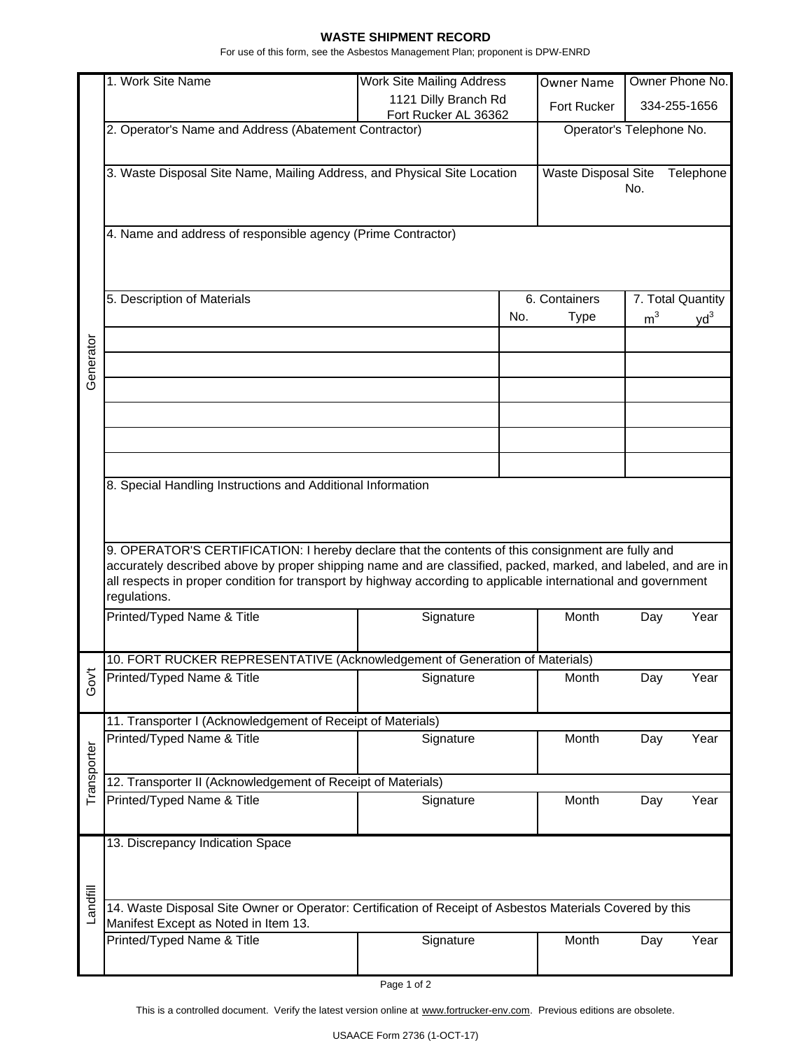# WASTE SHIPMENT RECORD

For use of this form, see the Asbestos Management Plan; proponent is DPW-ENRD

## Generator

| 1. Work Site Name | Work Site Mailing Address | Owner Name | Owner Phone No. |
|---|---|---|---|
| | 1121 Dilly Branch Rd Fort Rucker AL 36362 | Fort Rucker | 334-255-1656 |

| 2. Operator's Name and Address (Abatement Contractor) | Operator's Telephone No. |
|---|---|
| | |

| 3. Waste Disposal Site Name, Mailing Address, and Physical Site Location | Waste Disposal Site Telephone No. |
|---|---|
| | |

4. Name and address of responsible agency (Prime Contractor)

| 5. Description of Materials | 6. Containers No. | Type | 7. Total Quantity $m^3$ | $yd^3$ |
|---|---|---|---|---|
| | | | | |
| | | | | |
| | | | | |
| | | | | |
| | | | | |
| | | | | |

8. Special Handling Instructions and Additional Information

9. OPERATOR'S CERTIFICATION: I hereby declare that the contents of this consignment are fully and accurately described above by proper shipping name and are classified, packed, marked, and labeled, and are in all respects in proper condition for transport by highway according to applicable international and government regulations.

| Printed/Typed Name & Title | Signature | Month | Day | Year |
|---|---|---|---|---|
| | | | | |

## Gov't

10. FORT RUCKER REPRESENTATIVE (Acknowledgement of Generation of Materials)

| Printed/Typed Name & Title | Signature | Month | Day | Year |
|---|---|---|---|---|
| | | | | |

## Transporter

11. Transporter I (Acknowledgement of Receipt of Materials)

| Printed/Typed Name & Title | Signature | Month | Day | Year |
|---|---|---|---|---|
| | | | | |

12. Transporter II (Acknowledgement of Receipt of Materials)

| Printed/Typed Name & Title | Signature | Month | Day | Year |
|---|---|---|---|---|
| | | | | |

## Landfill

13. Discrepancy Indication Space

14. Waste Disposal Site Owner or Operator: Certification of Receipt of Asbestos Materials Covered by this Manifest Except as Noted in Item 13.

| Printed/Typed Name & Title | Signature | Month | Day | Year |
|---|---|---|---|---|
| | | | | |

This is a controlled document. Verify the latest version online at www.fortrucker-env.com. Previous editions are obsolete.

USAACE Form 2736 (1-OCT-17)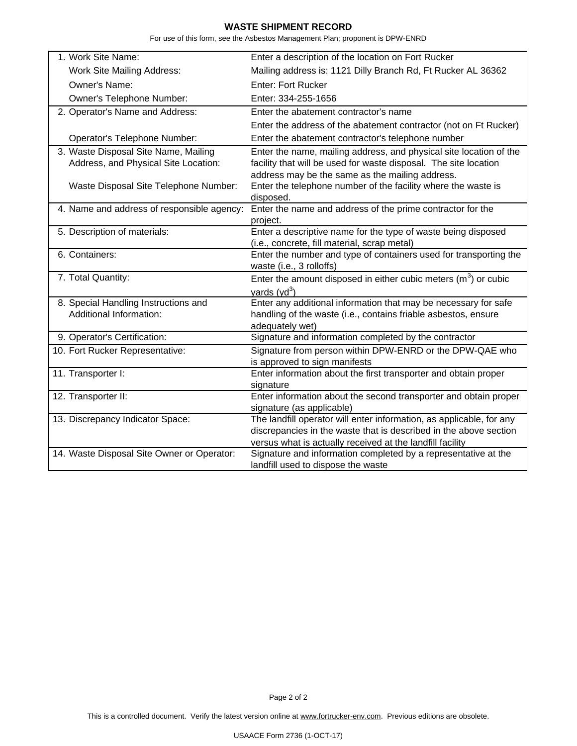## WASTE SHIPMENT RECORD

For use of this form, see the Asbestos Management Plan; proponent is DPW-ENRD

| | |
|---|---|
| 1. Work Site Name: | Enter a description of the location on Fort Rucker |
| Work Site Mailing Address: | Mailing address is: 1121 Dilly Branch Rd, Ft Rucker AL 36362 |
| Owner's Name: | Enter: Fort Rucker |
| Owner's Telephone Number: | Enter: 334-255-1656 |
| 2. Operator's Name and Address: | Enter the abatement contractor's name<br>Enter the address of the abatement contractor (not on Ft Rucker) |
| Operator's Telephone Number: | Enter the abatement contractor's telephone number |
| 3. Waste Disposal Site Name, Mailing Address, and Physical Site Location: | Enter the name, mailing address, and physical site location of the facility that will be used for waste disposal. The site location address may be the same as the mailing address. |
| Waste Disposal Site Telephone Number: | Enter the telephone number of the facility where the waste is disposed. |
| 4. Name and address of responsible agency: | Enter the name and address of the prime contractor for the project. |
| 5. Description of materials: | Enter a descriptive name for the type of waste being disposed (i.e., concrete, fill material, scrap metal) |
| 6. Containers: | Enter the number and type of containers used for transporting the waste (i.e., 3 rolloffs) |
| 7. Total Quantity: | Enter the amount disposed in either cubic meters ($m^3$) or cubic yards ($yd^3$) |
| 8. Special Handling Instructions and Additional Information: | Enter any additional information that may be necessary for safe handling of the waste (i.e., contains friable asbestos, ensure adequately wet) |
| 9. Operator's Certification: | Signature and information completed by the contractor |
| 10. Fort Rucker Representative: | Signature from person within DPW-ENRD or the DPW-QAE who is approved to sign manifests |
| 11. Transporter I: | Enter information about the first transporter and obtain proper signature |
| 12. Transporter II: | Enter information about the second transporter and obtain proper signature (as applicable) |
| 13. Discrepancy Indicator Space: | The landfill operator will enter information, as applicable, for any discrepancies in the waste that is described in the above section versus what is actually received at the landfill facility |
| 14. Waste Disposal Site Owner or Operator: | Signature and information completed by a representative at the landfill used to dispose the waste |

This is a controlled document. Verify the latest version online at www.fortrucker-env.com. Previous editions are obsolete.

USAACE Form 2736 (1-OCT-17)